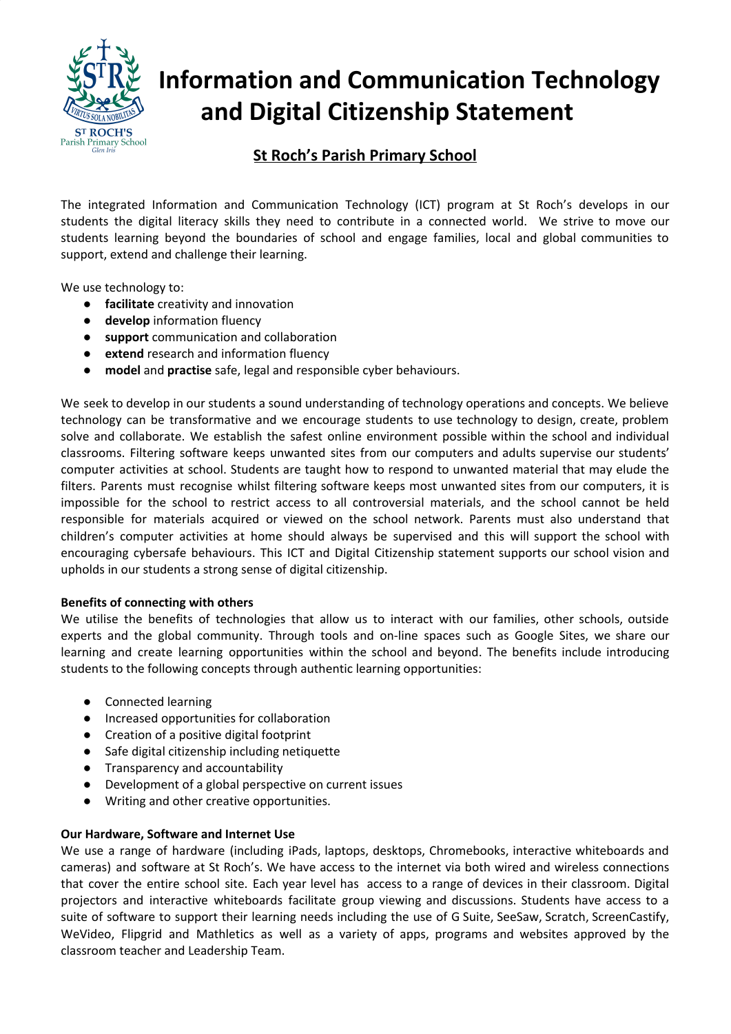# Information and Communication Technology and Digital Citizenship Statement

## St Roch's Parish Primary School

The integrated Information and Communication Technology (ICT) program at St Roch's develops in our students the digital literacy skills they need to contribute in a connected world. We strive to move our students learning beyond the boundaries of school and engage families, local and global communities to support, extend and challenge their learning.

We use technology to:

- **facilitate** creativity and innovation
- **develop** information fluency
- **support** communication and collaboration
- **extend** research and information fluency
- **model** and **practise** safe, legal and responsible cyber behaviours.

We seek to develop in our students a sound understanding of technology operations and concepts. We believe technology can be transformative and we encourage students to use technology to design, create, problem solve and collaborate. We establish the safest online environment possible within the school and individual classrooms. Filtering software keeps unwanted sites from our computers and adults supervise our students' computer activities at school. Students are taught how to respond to unwanted material that may elude the filters. Parents must recognise whilst filtering software keeps most unwanted sites from our computers, it is impossible for the school to restrict access to all controversial materials, and the school cannot be held responsible for materials acquired or viewed on the school network. Parents must also understand that children's computer activities at home should always be supervised and this will support the school with encouraging cybersafe behaviours. This ICT and Digital Citizenship statement supports our school vision and upholds in our students a strong sense of digital citizenship.

**Benefits of connecting with others**

We utilise the benefits of technologies that allow us to interact with our families, other schools, outside experts and the global community. Through tools and on-line spaces such as Google Sites, we share our learning and create learning opportunities within the school and beyond. The benefits include introducing students to the following concepts through authentic learning opportunities:

- Connected learning
- Increased opportunities for collaboration
- Creation of a positive digital footprint
- Safe digital citizenship including netiquette
- Transparency and accountability
- Development of a global perspective on current issues
- Writing and other creative opportunities.

**Our Hardware, Software and Internet Use**

We use a range of hardware (including iPads, laptops, desktops, Chromebooks, interactive whiteboards and cameras) and software at St Roch's. We have access to the internet via both wired and wireless connections that cover the entire school site. Each year level has access to a range of devices in their classroom. Digital projectors and interactive whiteboards facilitate group viewing and discussions. Students have access to a suite of software to support their learning needs including the use of G Suite, SeeSaw, Scratch, ScreenCastify, WeVideo, Flipgrid and Mathletics as well as a variety of apps, programs and websites approved by the classroom teacher and Leadership Team.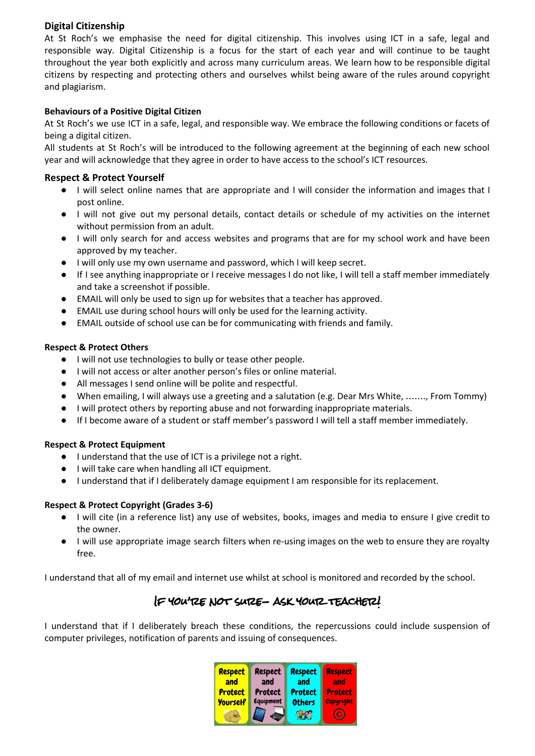## Digital Citizenship

At St Roch's we emphasise the need for digital citizenship. This involves using ICT in a safe, legal and responsible way. Digital Citizenship is a focus for the start of each year and will continue to be taught throughout the year both explicitly and across many curriculum areas. We learn how to be responsible digital citizens by respecting and protecting others and ourselves whilst being aware of the rules around copyright and plagiarism.

### Behaviours of a Positive Digital Citizen

At St Roch's we use ICT in a safe, legal, and responsible way. We embrace the following conditions or facets of being a digital citizen.

All students at St Roch's will be introduced to the following agreement at the beginning of each new school year and will acknowledge that they agree in order to have access to the school's ICT resources.

## Respect & Protect Yourself

- I will select online names that are appropriate and I will consider the information and images that I post online.
- I will not give out my personal details, contact details or schedule of my activities on the internet without permission from an adult.
- I will only search for and access websites and programs that are for my school work and have been approved by my teacher.
- I will only use my own username and password, which I will keep secret.
- If I see anything inappropriate or I receive messages I do not like, I will tell a staff member immediately and take a screenshot if possible.
- EMAIL will only be used to sign up for websites that a teacher has approved.
- EMAIL use during school hours will only be used for the learning activity.
- EMAIL outside of school use can be for communicating with friends and family.

### Respect & Protect Others

- I will not use technologies to bully or tease other people.
- I will not access or alter another person's files or online material.
- All messages I send online will be polite and respectful.
- When emailing, I will always use a greeting and a salutation (e.g. Dear Mrs White, ……., From Tommy)
- I will protect others by reporting abuse and not forwarding inappropriate materials.
- If I become aware of a student or staff member's password I will tell a staff member immediately.

### Respect & Protect Equipment

- I understand that the use of ICT is a privilege not a right.
- I will take care when handling all ICT equipment.
- I understand that if I deliberately damage equipment I am responsible for its replacement.

### Respect & Protect Copyright (Grades 3-6)

- I will cite (in a reference list) any use of websites, books, images and media to ensure I give credit to the owner.
- I will use appropriate image search filters when re-using images on the web to ensure they are royalty free.

I understand that all of my email and internet use whilst at school is monitored and recorded by the school.

**IF YOU'RE NOT SURE– ASK YOUR TEACHER!**

I understand that if I deliberately breach these conditions, the repercussions could include suspension of computer privileges, notification of parents and issuing of consequences.

Respect and Protect Yourself | Respect and Protect Equipment | Respect and Protect Others | Respect and Protect Copyright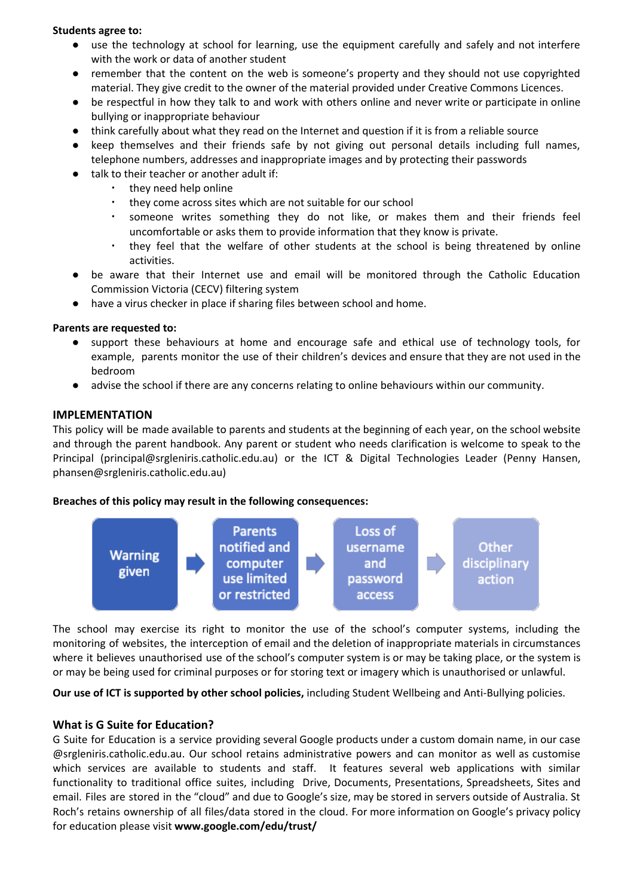**Students agree to:**

- use the technology at school for learning, use the equipment carefully and safely and not interfere with the work or data of another student
- remember that the content on the web is someone's property and they should not use copyrighted material. They give credit to the owner of the material provided under Creative Commons Licences.
- be respectful in how they talk to and work with others online and never write or participate in online bullying or inappropriate behaviour
- think carefully about what they read on the Internet and question if it is from a reliable source
- keep themselves and their friends safe by not giving out personal details including full names, telephone numbers, addresses and inappropriate images and by protecting their passwords
- talk to their teacher or another adult if:
  - they need help online
  - they come across sites which are not suitable for our school
  - someone writes something they do not like, or makes them and their friends feel uncomfortable or asks them to provide information that they know is private.
  - they feel that the welfare of other students at the school is being threatened by online activities.
- be aware that their Internet use and email will be monitored through the Catholic Education Commission Victoria (CECV) filtering system
- have a virus checker in place if sharing files between school and home.

**Parents are requested to:**

- support these behaviours at home and encourage safe and ethical use of technology tools, for example, parents monitor the use of their children's devices and ensure that they are not used in the bedroom
- advise the school if there are any concerns relating to online behaviours within our community.

## IMPLEMENTATION

This policy will be made available to parents and students at the beginning of each year, on the school website and through the parent handbook. Any parent or student who needs clarification is welcome to speak to the Principal (principal@srgleniris.catholic.edu.au) or the ICT & Digital Technologies Leader (Penny Hansen, phansen@srgleniris.catholic.edu.au)

**Breaches of this policy may result in the following consequences:**

Warning given → Parents notified and computer use limited or restricted → Loss of username and password access → Other disciplinary action

The school may exercise its right to monitor the use of the school's computer systems, including the monitoring of websites, the interception of email and the deletion of inappropriate materials in circumstances where it believes unauthorised use of the school's computer system is or may be taking place, or the system is or may be being used for criminal purposes or for storing text or imagery which is unauthorised or unlawful.

**Our use of ICT is supported by other school policies,** including Student Wellbeing and Anti-Bullying policies.

### What is G Suite for Education?

G Suite for Education is a service providing several Google products under a custom domain name, in our case @srgleniris.catholic.edu.au. Our school retains administrative powers and can monitor as well as customise which services are available to students and staff. It features several web applications with similar functionality to traditional office suites, including Drive, Documents, Presentations, Spreadsheets, Sites and email. Files are stored in the "cloud" and due to Google's size, may be stored in servers outside of Australia. St Roch's retains ownership of all files/data stored in the cloud. For more information on Google's privacy policy for education please visit **www.google.com/edu/trust/**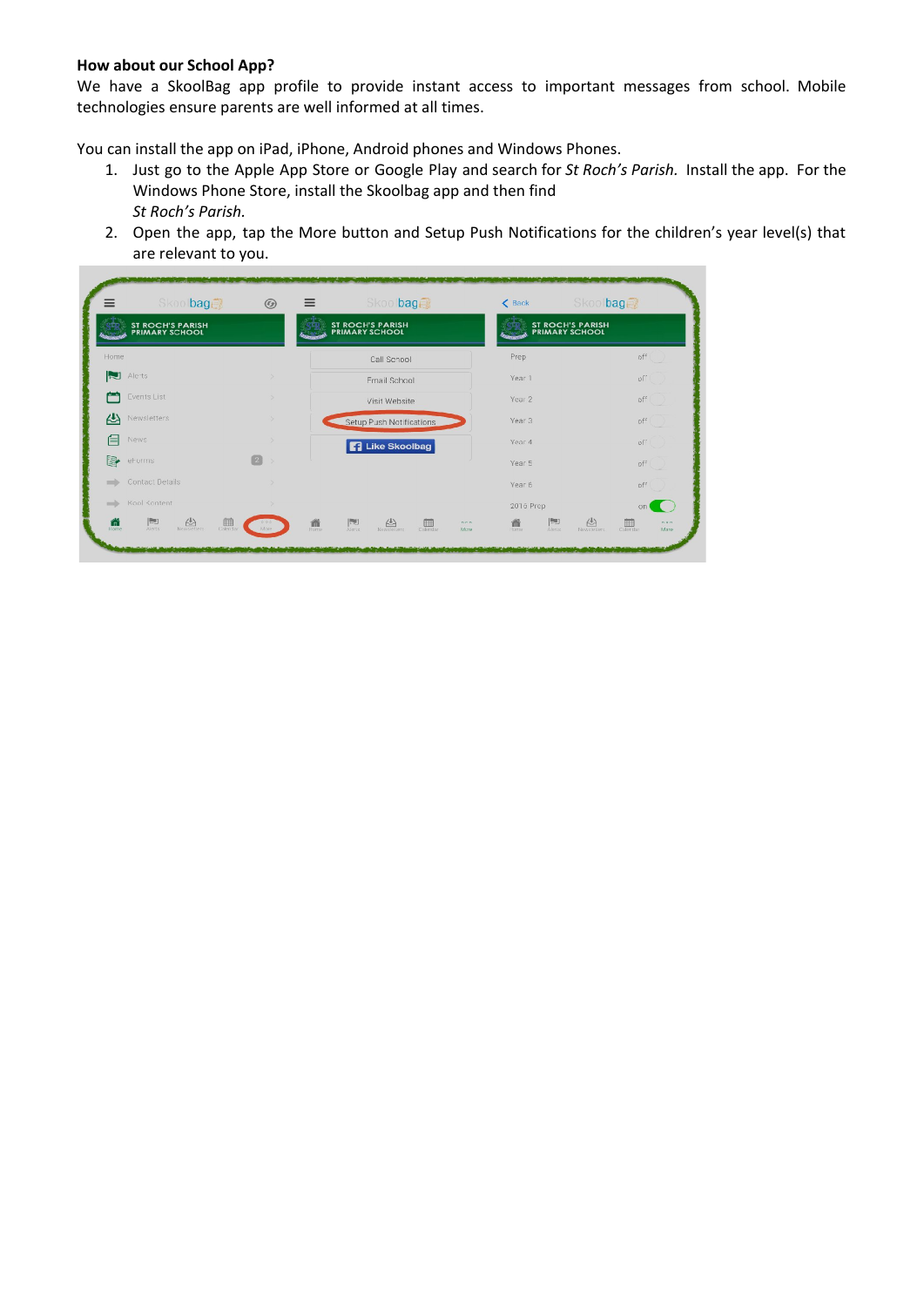**How about our School App?**

We have a SkoolBag app profile to provide instant access to important messages from school. Mobile technologies ensure parents are well informed at all times.

You can install the app on iPad, iPhone, Android phones and Windows Phones.

1. Just go to the Apple App Store or Google Play and search for *St Roch's Parish.* Install the app. For the Windows Phone Store, install the Skoolbag app and then find *St Roch's Parish.*
2. Open the app, tap the More button and Setup Push Notifications for the children's year level(s) that are relevant to you.